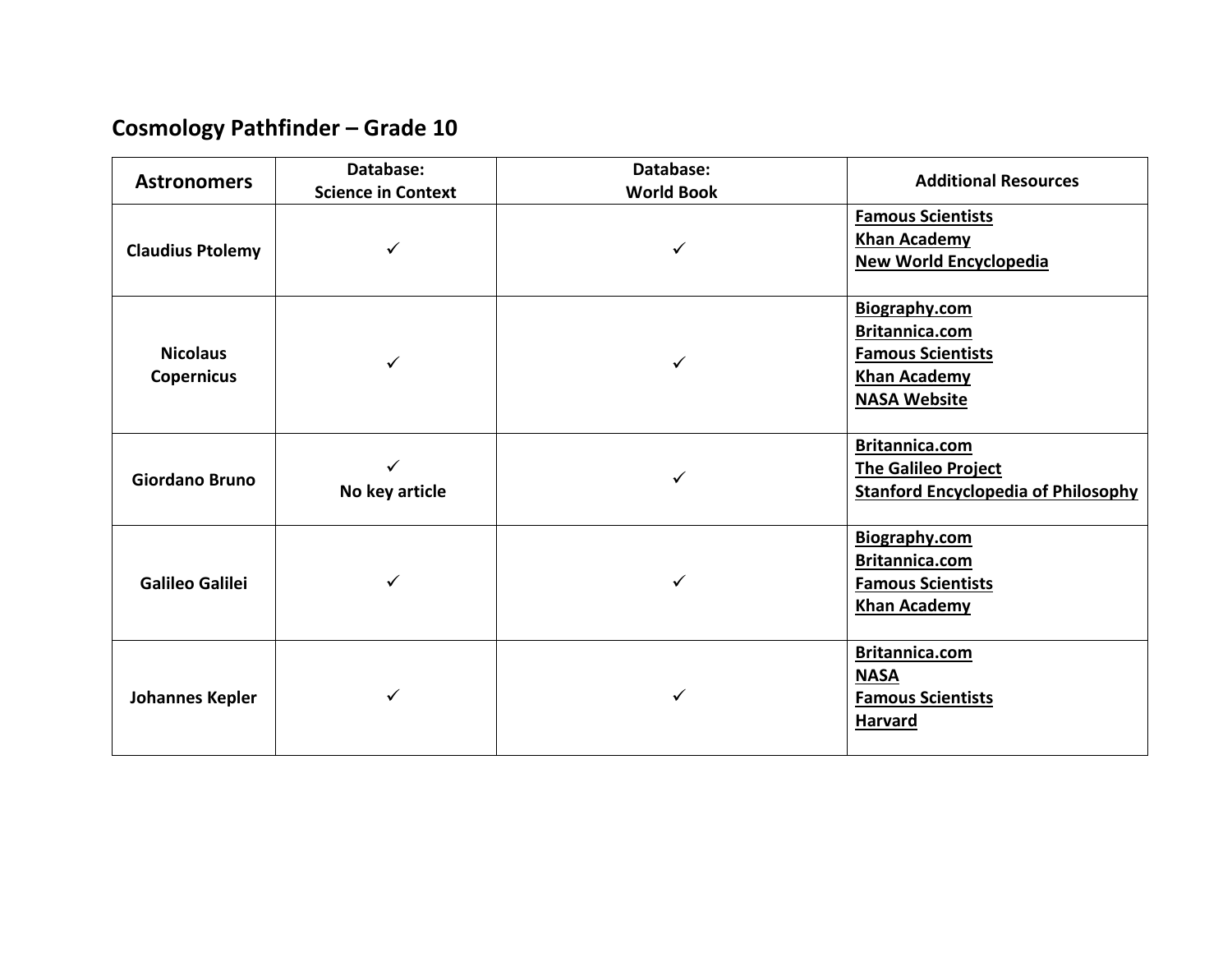## Cosmology Pathfinder – Grade 10

| Astronomers | Database: Science in Context | Database: World Book | Additional Resources |
|---|---|---|---|
| **Claudius Ptolemy** | ✓ | ✓ | **Famous Scientists**<br>**Khan Academy**<br>**New World Encyclopedia** |
| **Nicolaus Copernicus** | ✓ | ✓ | **Biography.com**<br>**Britannica.com**<br>**Famous Scientists**<br>**Khan Academy**<br>**NASA Website** |
| **Giordano Bruno** | ✓<br>**No key article** | ✓ | **Britannica.com**<br>**The Galileo Project**<br>**Stanford Encyclopedia of Philosophy** |
| **Galileo Galilei** | ✓ | ✓ | **Biography.com**<br>**Britannica.com**<br>**Famous Scientists**<br>**Khan Academy** |
| **Johannes Kepler** | ✓ | ✓ | **Britannica.com**<br>**NASA**<br>**Famous Scientists**<br>**Harvard** |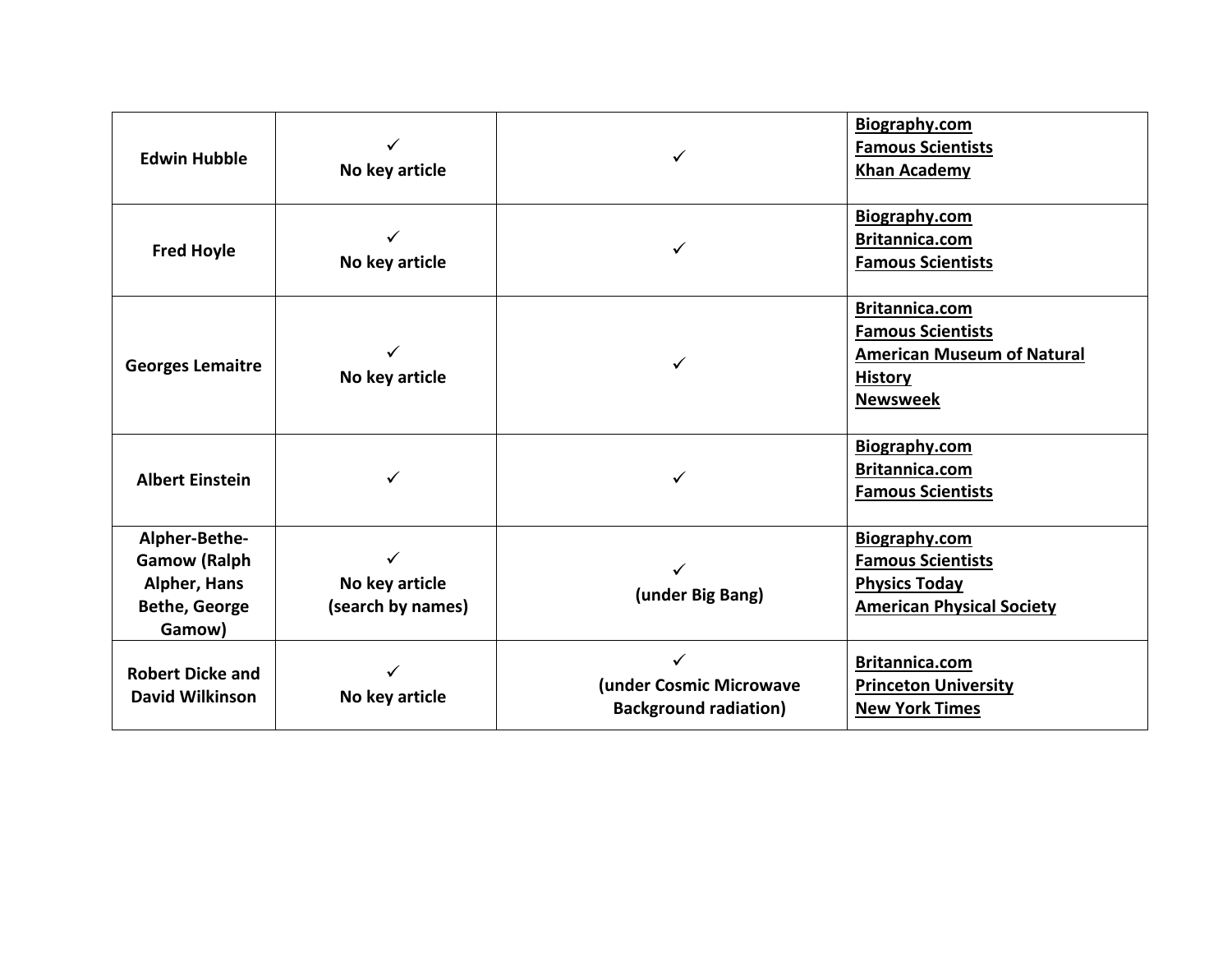| | | | |
|---|---|---|---|
| **Edwin Hubble** | ✓ **No key article** | ✓ | **Biography.com** **Famous Scientists** **Khan Academy** |
| **Fred Hoyle** | ✓ **No key article** | ✓ | **Biography.com** **Britannica.com** **Famous Scientists** |
| **Georges Lemaitre** | ✓ **No key article** | ✓ | **Britannica.com** **Famous Scientists** **American Museum of Natural History** **Newsweek** |
| **Albert Einstein** | ✓ | ✓ | **Biography.com** **Britannica.com** **Famous Scientists** |
| **Alpher-Bethe-Gamow (Ralph Alpher, Hans Bethe, George Gamow)** | ✓ **No key article (search by names)** | ✓ **(under Big Bang)** | **Biography.com** **Famous Scientists** **Physics Today** **American Physical Society** |
| **Robert Dicke and David Wilkinson** | ✓ **No key article** | ✓ **(under Cosmic Microwave Background radiation)** | **Britannica.com** **Princeton University** **New York Times** |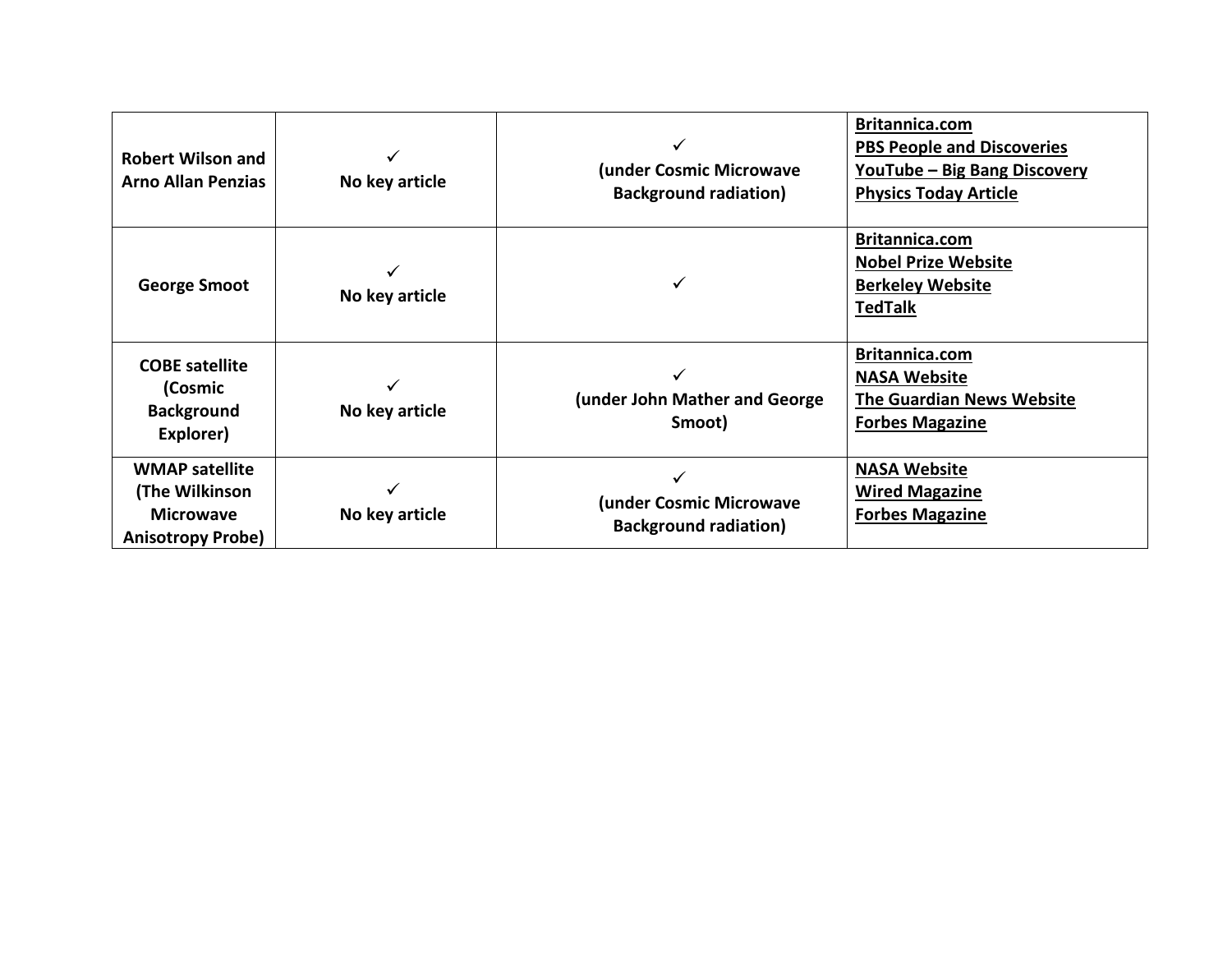| | | | |
|---|---|---|---|
| **Robert Wilson and Arno Allan Penzias** | ✓ **No key article** | ✓ **(under Cosmic Microwave Background radiation)** | **Britannica.com**<br>**PBS People and Discoveries**<br>**YouTube – Big Bang Discovery**<br>**Physics Today Article** |
| **George Smoot** | ✓ **No key article** | ✓ | **Britannica.com**<br>**Nobel Prize Website**<br>**Berkeley Website**<br>**TedTalk** |
| **COBE satellite (Cosmic Background Explorer)** | ✓ **No key article** | ✓ **(under John Mather and George Smoot)** | **Britannica.com**<br>**NASA Website**<br>**The Guardian News Website**<br>**Forbes Magazine** |
| **WMAP satellite (The Wilkinson Microwave Anisotropy Probe)** | ✓ **No key article** | ✓ **(under Cosmic Microwave Background radiation)** | **NASA Website**<br>**Wired Magazine**<br>**Forbes Magazine** |